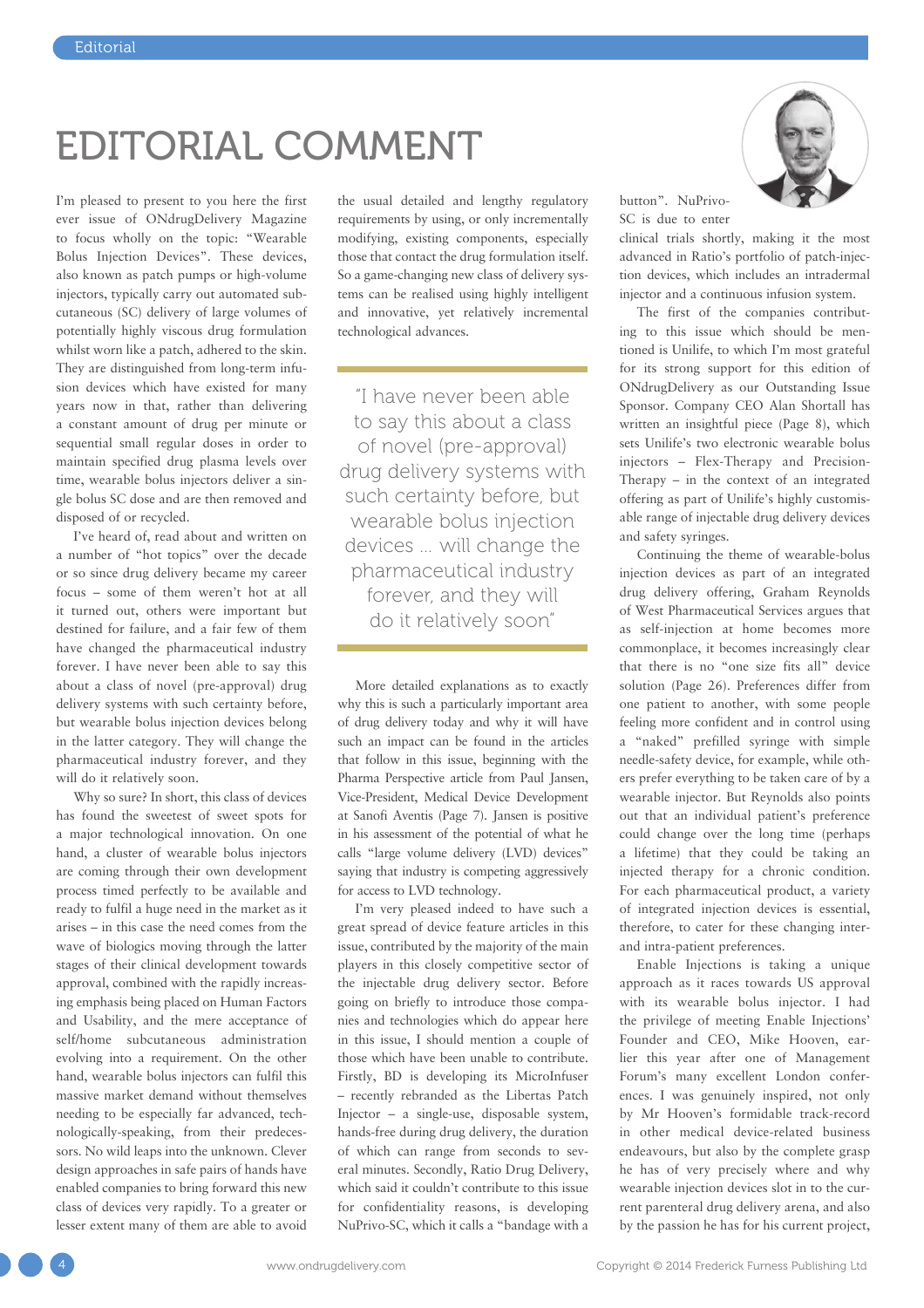# EDITORIAL COMMENT

I'm pleased to present to you here the first ever issue of ONdrugDelivery Magazine to focus wholly on the topic: "Wearable Bolus Injection Devices". These devices, also known as patch pumps or high-volume injectors, typically carry out automated subcutaneous (SC) delivery of large volumes of potentially highly viscous drug formulation whilst worn like a patch, adhered to the skin. They are distinguished from long-term infusion devices which have existed for many years now in that, rather than delivering a constant amount of drug per minute or sequential small regular doses in order to maintain specified drug plasma levels over time, wearable bolus injectors deliver a single bolus SC dose and are then removed and disposed of or recycled.

I've heard of, read about and written on a number of "hot topics" over the decade or so since drug delivery became my career focus – some of them weren't hot at all it turned out, others were important but destined for failure, and a fair few of them have changed the pharmaceutical industry forever. I have never been able to say this about a class of novel (pre-approval) drug delivery systems with such certainty before, but wearable bolus injection devices belong in the latter category. They will change the pharmaceutical industry forever, and they will do it relatively soon.

Why so sure? In short, this class of devices has found the sweetest of sweet spots for a major technological innovation. On one hand, a cluster of wearable bolus injectors are coming through their own development process timed perfectly to be available and ready to fulfil a huge need in the market as it arises – in this case the need comes from the wave of biologics moving through the latter stages of their clinical development towards approval, combined with the rapidly increasing emphasis being placed on Human Factors and Usability, and the mere acceptance of self/home subcutaneous administration evolving into a requirement. On the other hand, wearable bolus injectors can fulfil this massive market demand without themselves needing to be especially far advanced, technologically-speaking, from their predecessors. No wild leaps into the unknown. Clever design approaches in safe pairs of hands have enabled companies to bring forward this new class of devices very rapidly. To a greater or lesser extent many of them are able to avoid the usual detailed and lengthy regulatory requirements by using, or only incrementally modifying, existing components, especially those that contact the drug formulation itself. So a game-changing new class of delivery systems can be realised using highly intelligent and innovative, yet relatively incremental technological advances.

> "I have never been able to say this about a class of novel (pre-approval) drug delivery systems with such certainty before, but wearable bolus injection devices … will change the pharmaceutical industry forever, and they will do it relatively soon"

More detailed explanations as to exactly why this is such a particularly important area of drug delivery today and why it will have such an impact can be found in the articles that follow in this issue, beginning with the Pharma Perspective article from Paul Jansen, Vice-President, Medical Device Development at Sanofi Aventis (Page 7). Jansen is positive in his assessment of the potential of what he calls "large volume delivery (LVD) devices" saying that industry is competing aggressively for access to LVD technology.

I'm very pleased indeed to have such a great spread of device feature articles in this issue, contributed by the majority of the main players in this closely competitive sector of the injectable drug delivery sector. Before going on briefly to introduce those companies and technologies which do appear here in this issue, I should mention a couple of those which have been unable to contribute. Firstly, BD is developing its MicroInfuser – recently rebranded as the Libertas Patch Injector – a single-use, disposable system, hands-free during drug delivery, the duration of which can range from seconds to several minutes. Secondly, Ratio Drug Delivery, which said it couldn't contribute to this issue for confidentiality reasons, is developing NuPrivo-SC, which it calls a "bandage with a button". NuPrivo-SC is due to enter clinical trials shortly, making it the most advanced in Ratio's portfolio of patch-injection devices, which includes an intradermal injector and a continuous infusion system.

The first of the companies contributing to this issue which should be mentioned is Unilife, to which I'm most grateful for its strong support for this edition of ONdrugDelivery as our Outstanding Issue Sponsor. Company CEO Alan Shortall has written an insightful piece (Page 8), which sets Unilife's two electronic wearable bolus injectors – Flex-Therapy and Precision-Therapy – in the context of an integrated offering as part of Unilife's highly customisable range of injectable drug delivery devices and safety syringes.

Continuing the theme of wearable-bolus injection devices as part of an integrated drug delivery offering, Graham Reynolds of West Pharmaceutical Services argues that as self-injection at home becomes more commonplace, it becomes increasingly clear that there is no "one size fits all" device solution (Page 26). Preferences differ from one patient to another, with some people feeling more confident and in control using a "naked" prefilled syringe with simple needle-safety device, for example, while others prefer everything to be taken care of by a wearable injector. But Reynolds also points out that an individual patient's preference could change over the long time (perhaps a lifetime) that they could be taking an injected therapy for a chronic condition. For each pharmaceutical product, a variety of integrated injection devices is essential, therefore, to cater for these changing inter- and intra-patient preferences.

Enable Injections is taking a unique approach as it races towards US approval with its wearable bolus injector. I had the privilege of meeting Enable Injections' Founder and CEO, Mike Hooven, earlier this year after one of Management Forum's many excellent London conferences. I was genuinely inspired, not only by Mr Hooven's formidable track-record in other medical device-related business endeavours, but also by the complete grasp he has of very precisely where and why wearable injection devices slot in to the current parenteral drug delivery arena, and also by the passion he has for his current project,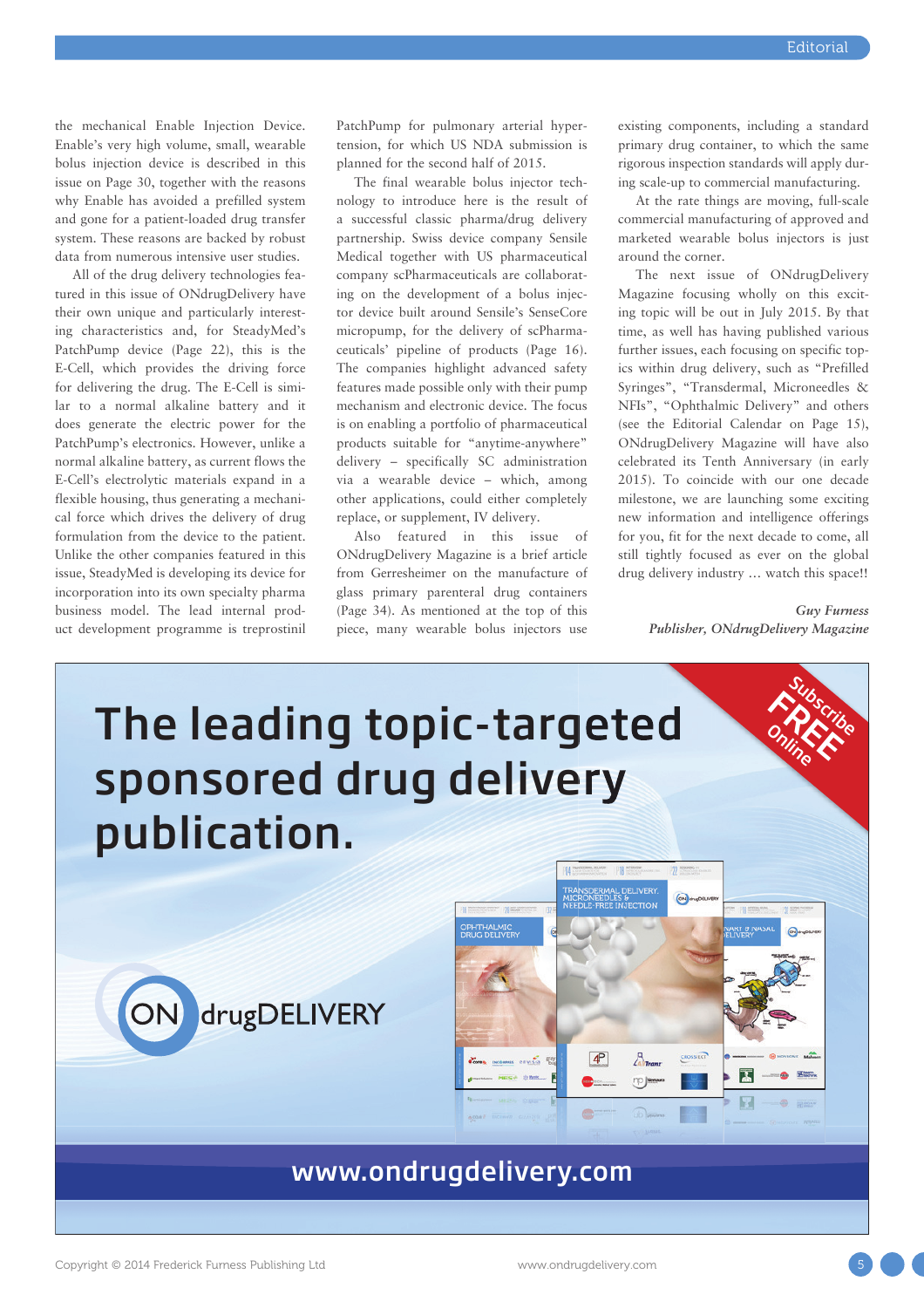the mechanical Enable Injection Device. Enable's very high volume, small, wearable bolus injection device is described in this issue on Page 30, together with the reasons why Enable has avoided a prefilled system and gone for a patient-loaded drug transfer system. These reasons are backed by robust data from numerous intensive user studies.

All of the drug delivery technologies featured in this issue of ONdrugDelivery have their own unique and particularly interesting characteristics and, for SteadyMed's PatchPump device (Page 22), this is the E-Cell, which provides the driving force for delivering the drug. The E-Cell is similar to a normal alkaline battery and it does generate the electric power for the PatchPump's electronics. However, unlike a normal alkaline battery, as current flows the E-Cell's electrolytic materials expand in a flexible housing, thus generating a mechanical force which drives the delivery of drug formulation from the device to the patient. Unlike the other companies featured in this issue, SteadyMed is developing its device for incorporation into its own specialty pharma business model. The lead internal product development programme is treprostinil PatchPump for pulmonary arterial hypertension, for which US NDA submission is planned for the second half of 2015.

The final wearable bolus injector technology to introduce here is the result of a successful classic pharma/drug delivery partnership. Swiss device company Sensile Medical together with US pharmaceutical company scPharmaceuticals are collaborating on the development of a bolus injector device built around Sensile's SenseCore micropump, for the delivery of scPharmaceuticals' pipeline of products (Page 16). The companies highlight advanced safety features made possible only with their pump mechanism and electronic device. The focus is on enabling a portfolio of pharmaceutical products suitable for "anytime-anywhere" delivery – specifically SC administration via a wearable device – which, among other applications, could either completely replace, or supplement, IV delivery.

Also featured in this issue of ONdrugDelivery Magazine is a brief article from Gerresheimer on the manufacture of glass primary parenteral drug containers (Page 34). As mentioned at the top of this piece, many wearable bolus injectors use existing components, including a standard primary drug container, to which the same rigorous inspection standards will apply during scale-up to commercial manufacturing.

At the rate things are moving, full-scale commercial manufacturing of approved and marketed wearable bolus injectors is just around the corner.

The next issue of ONdrugDelivery Magazine focusing wholly on this exciting topic will be out in July 2015. By that time, as well has having published various further issues, each focusing on specific topics within drug delivery, such as "Prefilled Syringes", "Transdermal, Microneedles & NFIs", "Ophthalmic Delivery" and others (see the Editorial Calendar on Page 15), ONdrugDelivery Magazine will have also celebrated its Tenth Anniversary (in early 2015). To coincide with our one decade milestone, we are launching some exciting new information and intelligence offerings for you, fit for the next decade to come, all still tightly focused as ever on the global drug delivery industry … watch this space!!

*Guy Furness*
*Publisher, ONdrugDelivery Magazine*

# The leading topic-targeted sponsored drug delivery publication.

Subscribe FREE Online

ON drugDELIVERY

www.ondrugdelivery.com

Copyright © 2014 Frederick Furness Publishing Ltd